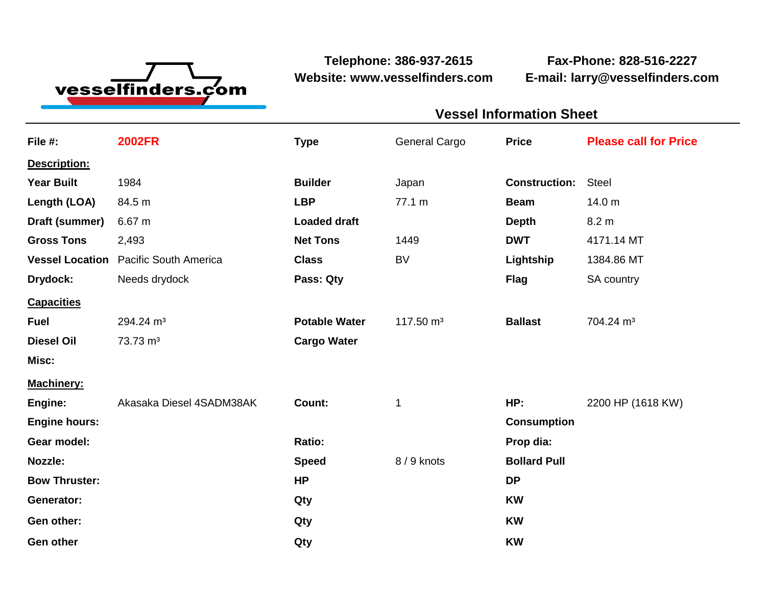vesselfinders.com

**Telephone: 386-937-2615**
**Website: www.vesselfinders.com**

**Fax-Phone: 828-516-2227**
**E-mail: larry@vesselfinders.com**

## Vessel Information Sheet

| | | | | | |
|---|---|---|---|---|---|
| **File #:** | **2002FR** | **Type** | General Cargo | **Price** | **Please call for Price** |

**Description:**

| | | | | | |
|---|---|---|---|---|---|
| **Year Built** | 1984 | **Builder** | Japan | **Construction:** | Steel |
| **Length (LOA)** | 84.5 m | **LBP** | 77.1 m | **Beam** | 14.0 m |
| **Draft (summer)** | 6.67 m | **Loaded draft** | | **Depth** | 8.2 m |
| **Gross Tons** | 2,493 | **Net Tons** | 1449 | **DWT** | 4171.14 MT |
| **Vessel Location** | Pacific South America | **Class** | BV | **Lightship** | 1384.86 MT |
| **Drydock:** | Needs drydock | **Pass: Qty** | | **Flag** | SA country |

**Capacities**

| | | | | | |
|---|---|---|---|---|---|
| **Fuel** | 294.24 m³ | **Potable Water** | 117.50 m³ | **Ballast** | 704.24 m³ |
| **Diesel Oil** | 73.73 m³ | **Cargo Water** | | | |
| **Misc:** | | | | | |

**Machinery:**

| | | | | | |
|---|---|---|---|---|---|
| **Engine:** | Akasaka Diesel 4SADM38AK | **Count:** | 1 | **HP:** | 2200 HP (1618 KW) |
| **Engine hours:** | | | | **Consumption** | |
| **Gear model:** | | **Ratio:** | | **Prop dia:** | |
| **Nozzle:** | | **Speed** | 8 / 9 knots | **Bollard Pull** | |
| **Bow Thruster:** | | **HP** | | **DP** | |
| **Generator:** | | **Qty** | | **KW** | |
| **Gen other:** | | **Qty** | | **KW** | |
| **Gen other** | | **Qty** | | **KW** | |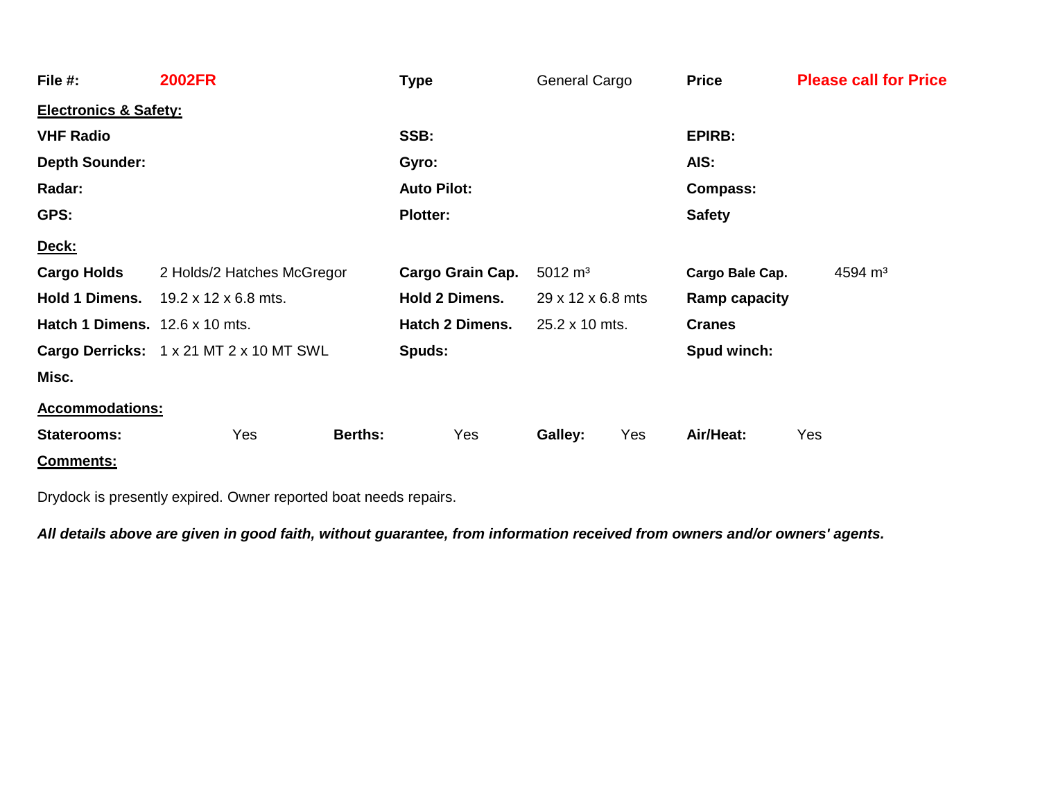| | | | | | |
|---|---|---|---|---|---|
| **File #:** | **2002FR** | **Type** | General Cargo | **Price** | **Please call for Price** |

**Electronics & Safety:**

| | | | | | |
|---|---|---|---|---|---|
| **VHF Radio** | | **SSB:** | | **EPIRB:** | |
| **Depth Sounder:** | | **Gyro:** | | **AIS:** | |
| **Radar:** | | **Auto Pilot:** | | **Compass:** | |
| **GPS:** | | **Plotter:** | | **Safety** | |

**Deck:**

| | | | | | |
|---|---|---|---|---|---|
| **Cargo Holds** | 2 Holds/2 Hatches McGregor | **Cargo Grain Cap.** | 5012 $m^3$ | **Cargo Bale Cap.** | 4594 $m^3$ |
| **Hold 1 Dimens.** | 19.2 x 12 x 6.8 mts. | **Hold 2 Dimens.** | 29 x 12 x 6.8 mts | **Ramp capacity** | |
| **Hatch 1 Dimens.** | 12.6 x 10 mts. | **Hatch 2 Dimens.** | 25.2 x 10 mts. | **Cranes** | |
| **Cargo Derricks:** | 1 x 21 MT 2 x 10 MT SWL | **Spuds:** | | **Spud winch:** | |
| **Misc.** | | | | | |

**Accommodations:**

| | | | | | | | |
|---|---|---|---|---|---|---|---|
| **Staterooms:** | Yes | **Berths:** | Yes | **Galley:** | Yes | **Air/Heat:** | Yes |

**Comments:**

Drydock is presently expired. Owner reported boat needs repairs.

***All details above are given in good faith, without guarantee, from information received from owners and/or owners' agents.***